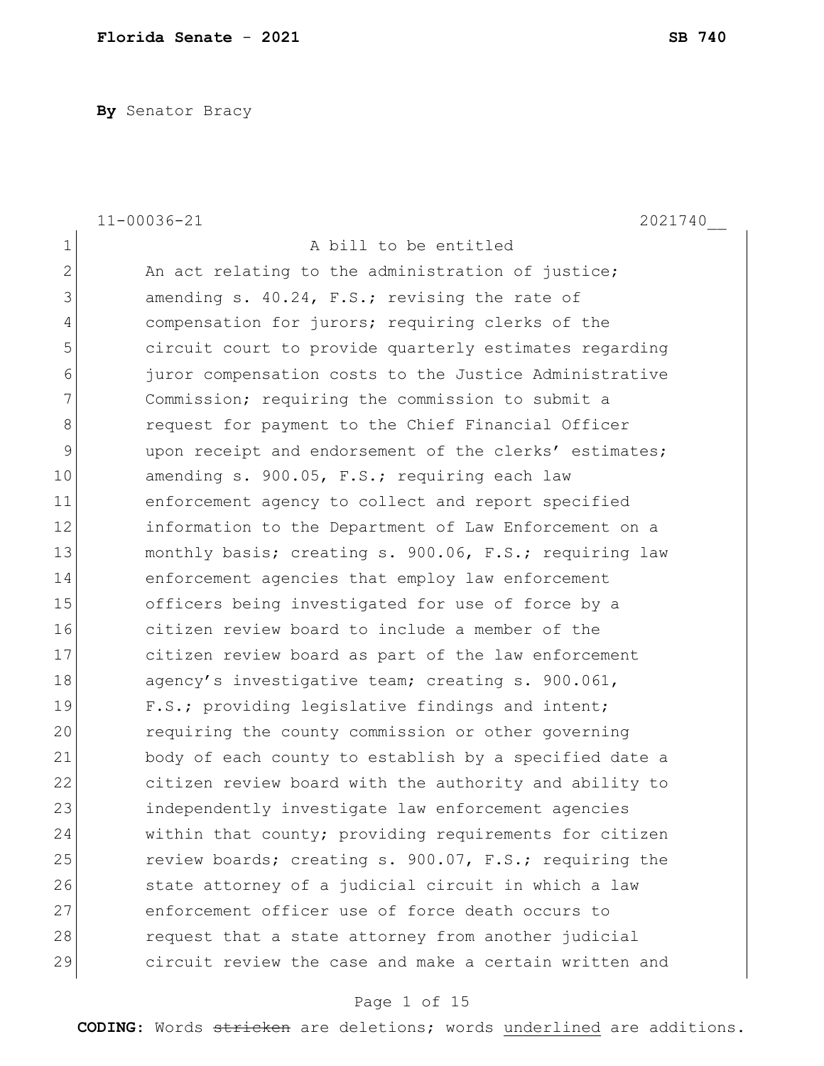**By** Senator Bracy

11-00036-21 2021740__

A bill to be entitled

An act relating to the administration of justice; amending s. 40.24, F.S.; revising the rate of compensation for jurors; requiring clerks of the circuit court to provide quarterly estimates regarding juror compensation costs to the Justice Administrative Commission; requiring the commission to submit a request for payment to the Chief Financial Officer upon receipt and endorsement of the clerks' estimates; amending s. 900.05, F.S.; requiring each law enforcement agency to collect and report specified information to the Department of Law Enforcement on a monthly basis; creating s. 900.06, F.S.; requiring law enforcement agencies that employ law enforcement officers being investigated for use of force by a citizen review board to include a member of the citizen review board as part of the law enforcement agency's investigative team; creating s. 900.061, F.S.; providing legislative findings and intent; requiring the county commission or other governing body of each county to establish by a specified date a citizen review board with the authority and ability to independently investigate law enforcement agencies within that county; providing requirements for citizen review boards; creating s. 900.07, F.S.; requiring the state attorney of a judicial circuit in which a law enforcement officer use of force death occurs to request that a state attorney from another judicial circuit review the case and make a certain written and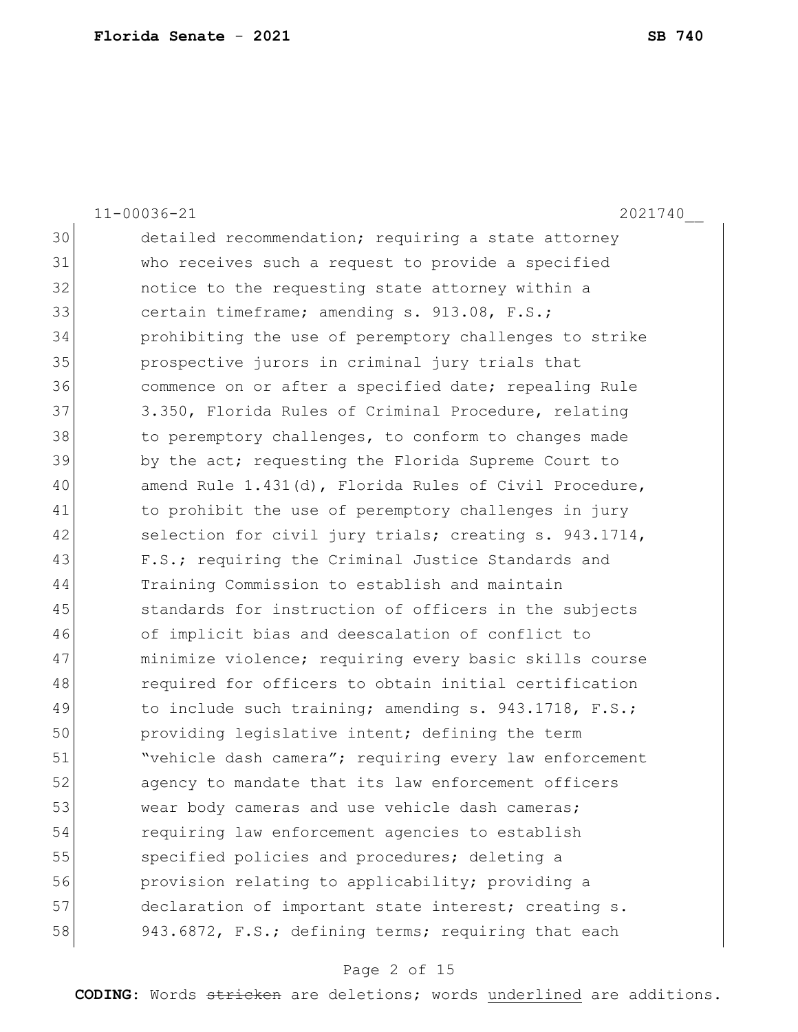detailed recommendation; requiring a state attorney who receives such a request to provide a specified notice to the requesting state attorney within a certain timeframe; amending s. 913.08, F.S.; prohibiting the use of peremptory challenges to strike prospective jurors in criminal jury trials that commence on or after a specified date; repealing Rule 3.350, Florida Rules of Criminal Procedure, relating to peremptory challenges, to conform to changes made by the act; requesting the Florida Supreme Court to amend Rule 1.431(d), Florida Rules of Civil Procedure, to prohibit the use of peremptory challenges in jury selection for civil jury trials; creating s. 943.1714, F.S.; requiring the Criminal Justice Standards and Training Commission to establish and maintain standards for instruction of officers in the subjects of implicit bias and deescalation of conflict to minimize violence; requiring every basic skills course required for officers to obtain initial certification to include such training; amending s. 943.1718, F.S.; providing legislative intent; defining the term "vehicle dash camera"; requiring every law enforcement agency to mandate that its law enforcement officers wear body cameras and use vehicle dash cameras; requiring law enforcement agencies to establish specified policies and procedures; deleting a provision relating to applicability; providing a declaration of important state interest; creating s. 943.6872, F.S.; defining terms; requiring that each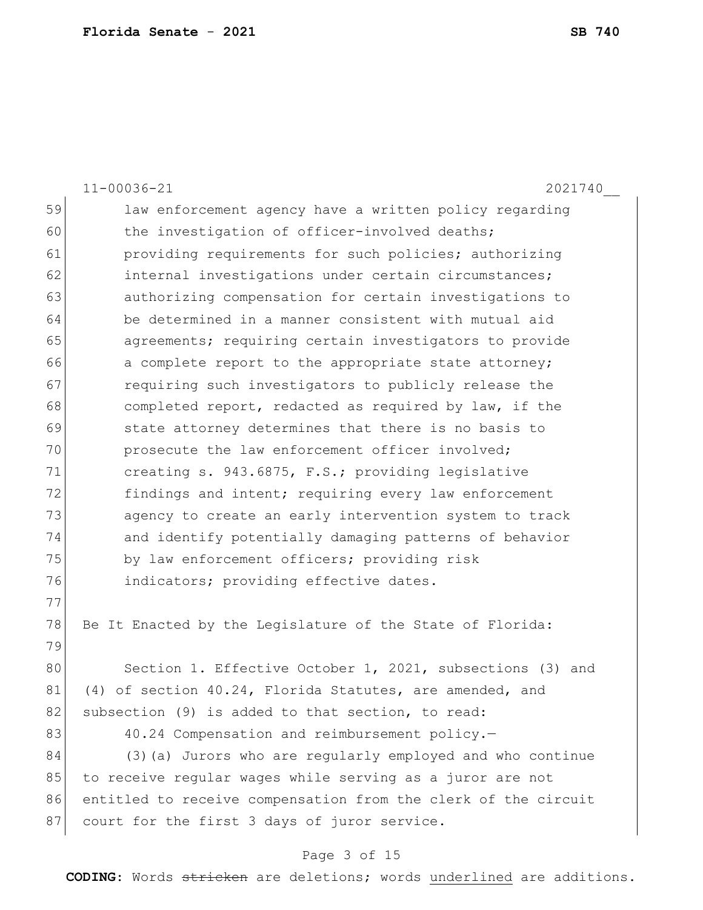law enforcement agency have a written policy regarding the investigation of officer-involved deaths; providing requirements for such policies; authorizing internal investigations under certain circumstances; authorizing compensation for certain investigations to be determined in a manner consistent with mutual aid agreements; requiring certain investigators to provide a complete report to the appropriate state attorney; requiring such investigators to publicly release the completed report, redacted as required by law, if the state attorney determines that there is no basis to prosecute the law enforcement officer involved; creating s. 943.6875, F.S.; providing legislative findings and intent; requiring every law enforcement agency to create an early intervention system to track and identify potentially damaging patterns of behavior by law enforcement officers; providing risk indicators; providing effective dates.

Be It Enacted by the Legislature of the State of Florida:

Section 1. Effective October 1, 2021, subsections (3) and (4) of section 40.24, Florida Statutes, are amended, and subsection (9) is added to that section, to read:

40.24 Compensation and reimbursement policy.—

(3)(a) Jurors who are regularly employed and who continue to receive regular wages while serving as a juror are not entitled to receive compensation from the clerk of the circuit court for the first 3 days of juror service.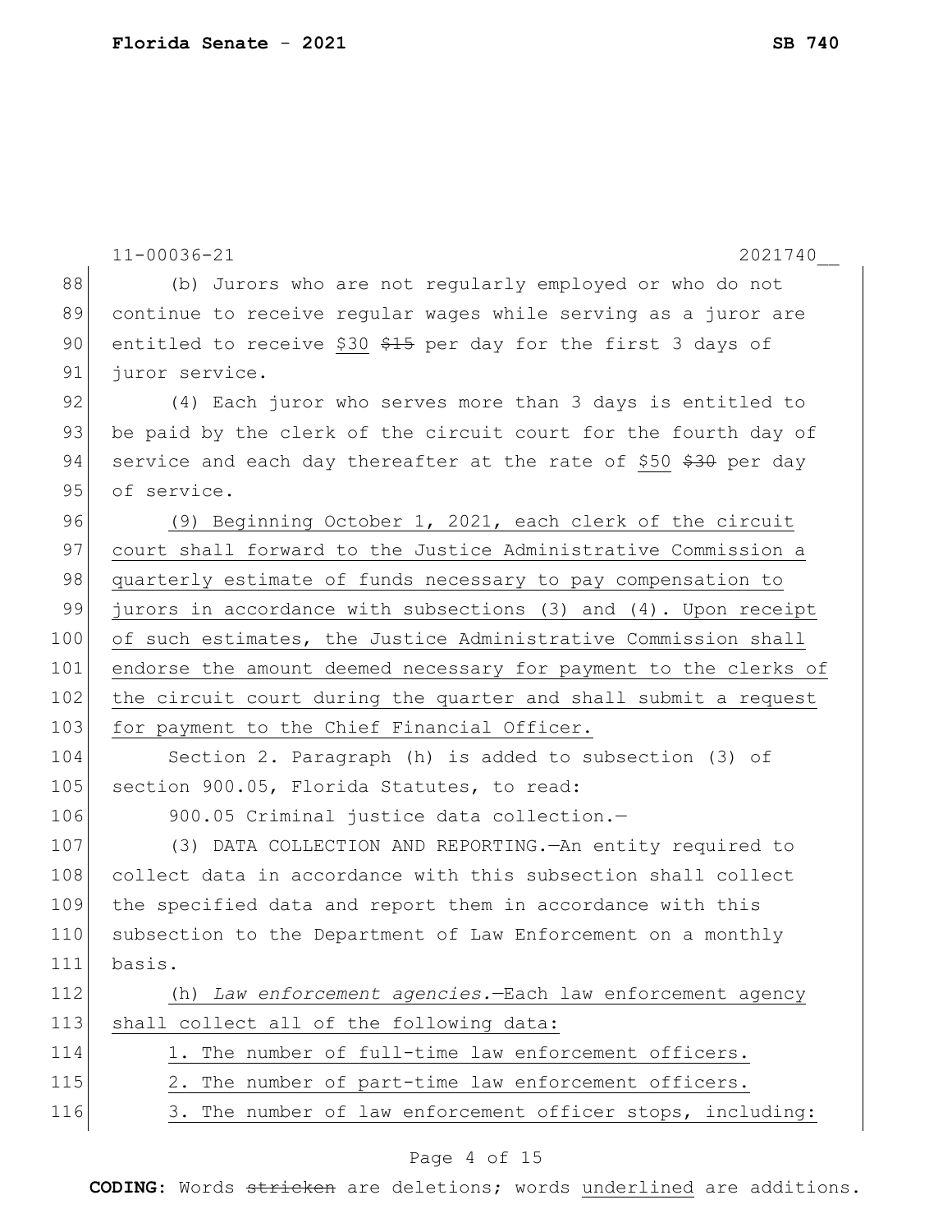(b) Jurors who are not regularly employed or who do not continue to receive regular wages while serving as a juror are entitled to receive <u>$30</u> ~~$15~~ per day for the first 3 days of juror service.

(4) Each juror who serves more than 3 days is entitled to be paid by the clerk of the circuit court for the fourth day of service and each day thereafter at the rate of <u>$50</u> ~~$30~~ per day of service.

<u>(9) Beginning October 1, 2021, each clerk of the circuit court shall forward to the Justice Administrative Commission a quarterly estimate of funds necessary to pay compensation to jurors in accordance with subsections (3) and (4). Upon receipt of such estimates, the Justice Administrative Commission shall endorse the amount deemed necessary for payment to the clerks of the circuit court during the quarter and shall submit a request for payment to the Chief Financial Officer.</u>

Section 2. Paragraph (h) is added to subsection (3) of section 900.05, Florida Statutes, to read:

900.05 Criminal justice data collection.—

(3) DATA COLLECTION AND REPORTING.—An entity required to collect data in accordance with this subsection shall collect the specified data and report them in accordance with this subsection to the Department of Law Enforcement on a monthly basis.

<u>(h) *Law enforcement agencies.*—Each law enforcement agency shall collect all of the following data:</u>

<u>1. The number of full-time law enforcement officers.</u>

<u>2. The number of part-time law enforcement officers.</u>

<u>3. The number of law enforcement officer stops, including:</u>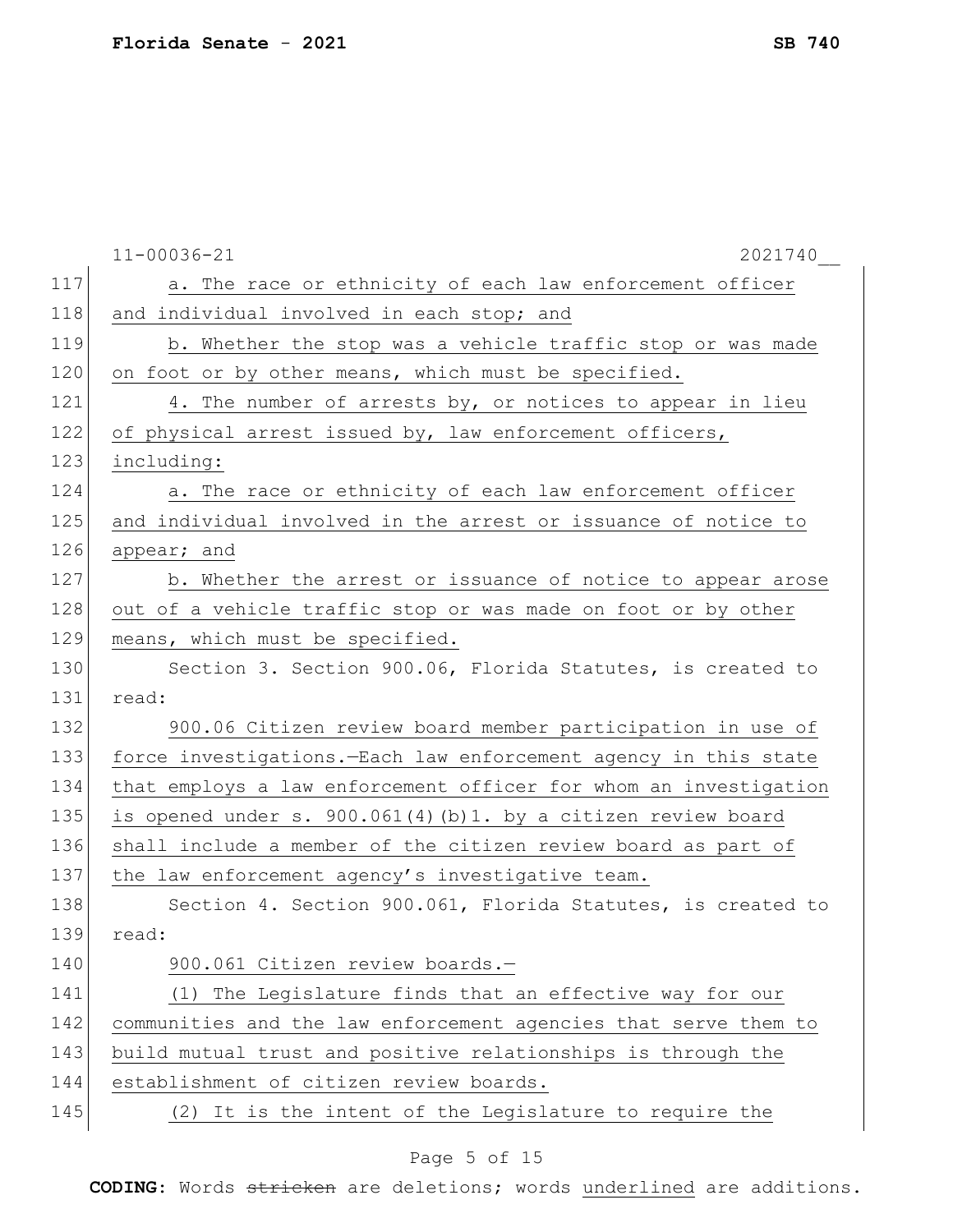a. The race or ethnicity of each law enforcement officer and individual involved in each stop; and

b. Whether the stop was a vehicle traffic stop or was made on foot or by other means, which must be specified.

4. The number of arrests by, or notices to appear in lieu of physical arrest issued by, law enforcement officers, including:

a. The race or ethnicity of each law enforcement officer and individual involved in the arrest or issuance of notice to appear; and

b. Whether the arrest or issuance of notice to appear arose out of a vehicle traffic stop or was made on foot or by other means, which must be specified.

Section 3. Section 900.06, Florida Statutes, is created to read:

900.06 Citizen review board member participation in use of force investigations.—Each law enforcement agency in this state that employs a law enforcement officer for whom an investigation is opened under s. 900.061(4)(b)1. by a citizen review board shall include a member of the citizen review board as part of the law enforcement agency's investigative team.

Section 4. Section 900.061, Florida Statutes, is created to read:

900.061 Citizen review boards.—

(1) The Legislature finds that an effective way for our communities and the law enforcement agencies that serve them to build mutual trust and positive relationships is through the establishment of citizen review boards.

(2) It is the intent of the Legislature to require the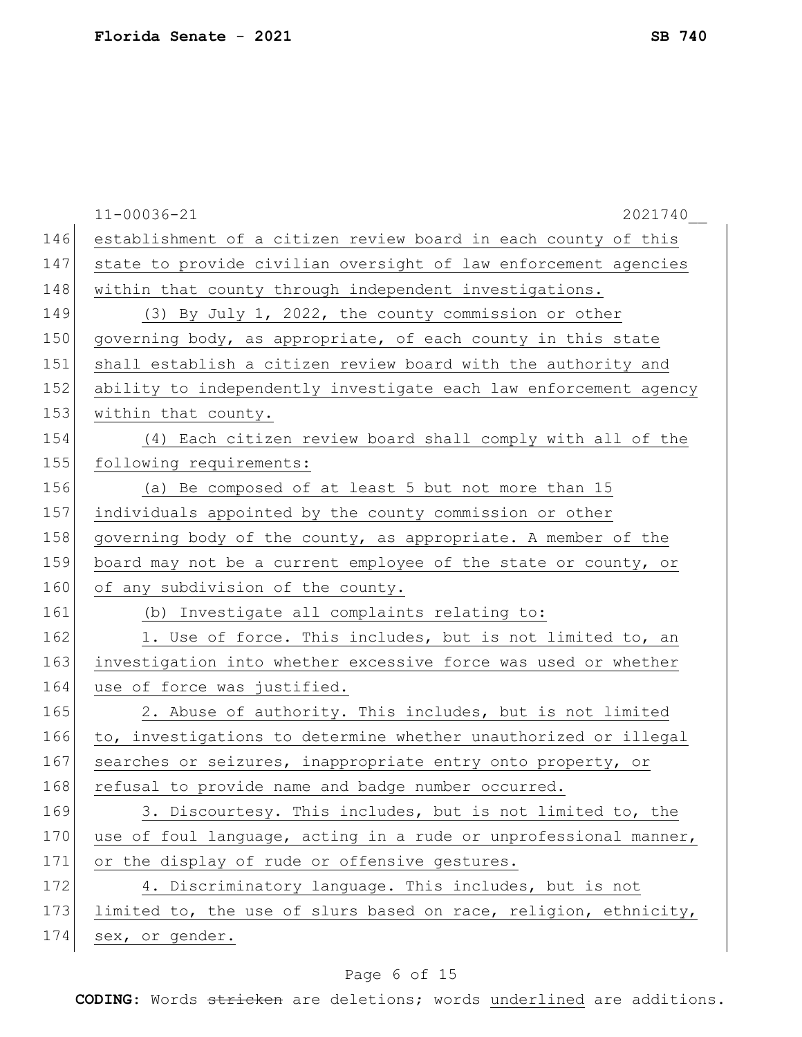establishment of a citizen review board in each county of this state to provide civilian oversight of law enforcement agencies within that county through independent investigations.

(3) By July 1, 2022, the county commission or other governing body, as appropriate, of each county in this state shall establish a citizen review board with the authority and ability to independently investigate each law enforcement agency within that county.

(4) Each citizen review board shall comply with all of the following requirements:

(a) Be composed of at least 5 but not more than 15 individuals appointed by the county commission or other governing body of the county, as appropriate. A member of the board may not be a current employee of the state or county, or of any subdivision of the county.

(b) Investigate all complaints relating to:

1. Use of force. This includes, but is not limited to, an investigation into whether excessive force was used or whether use of force was justified.

2. Abuse of authority. This includes, but is not limited to, investigations to determine whether unauthorized or illegal searches or seizures, inappropriate entry onto property, or refusal to provide name and badge number occurred.

3. Discourtesy. This includes, but is not limited to, the use of foul language, acting in a rude or unprofessional manner, or the display of rude or offensive gestures.

4. Discriminatory language. This includes, but is not limited to, the use of slurs based on race, religion, ethnicity, sex, or gender.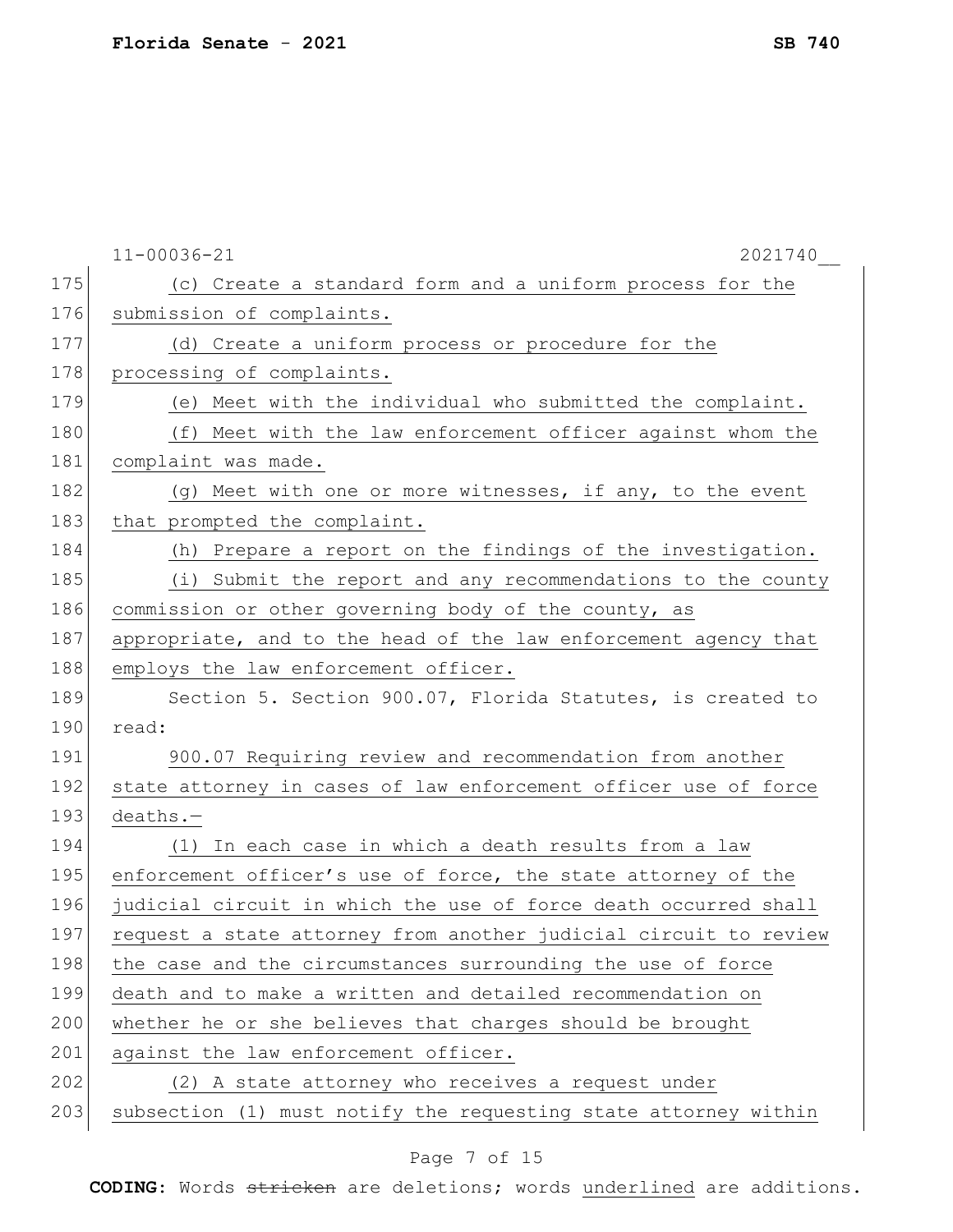(c) Create a standard form and a uniform process for the submission of complaints.

(d) Create a uniform process or procedure for the processing of complaints.

(e) Meet with the individual who submitted the complaint.

(f) Meet with the law enforcement officer against whom the complaint was made.

(g) Meet with one or more witnesses, if any, to the event that prompted the complaint.

(h) Prepare a report on the findings of the investigation.

(i) Submit the report and any recommendations to the county commission or other governing body of the county, as appropriate, and to the head of the law enforcement agency that employs the law enforcement officer.

Section 5. Section 900.07, Florida Statutes, is created to read:

900.07 Requiring review and recommendation from another state attorney in cases of law enforcement officer use of force deaths.—

(1) In each case in which a death results from a law enforcement officer's use of force, the state attorney of the judicial circuit in which the use of force death occurred shall request a state attorney from another judicial circuit to review the case and the circumstances surrounding the use of force death and to make a written and detailed recommendation on whether he or she believes that charges should be brought against the law enforcement officer.

(2) A state attorney who receives a request under subsection (1) must notify the requesting state attorney within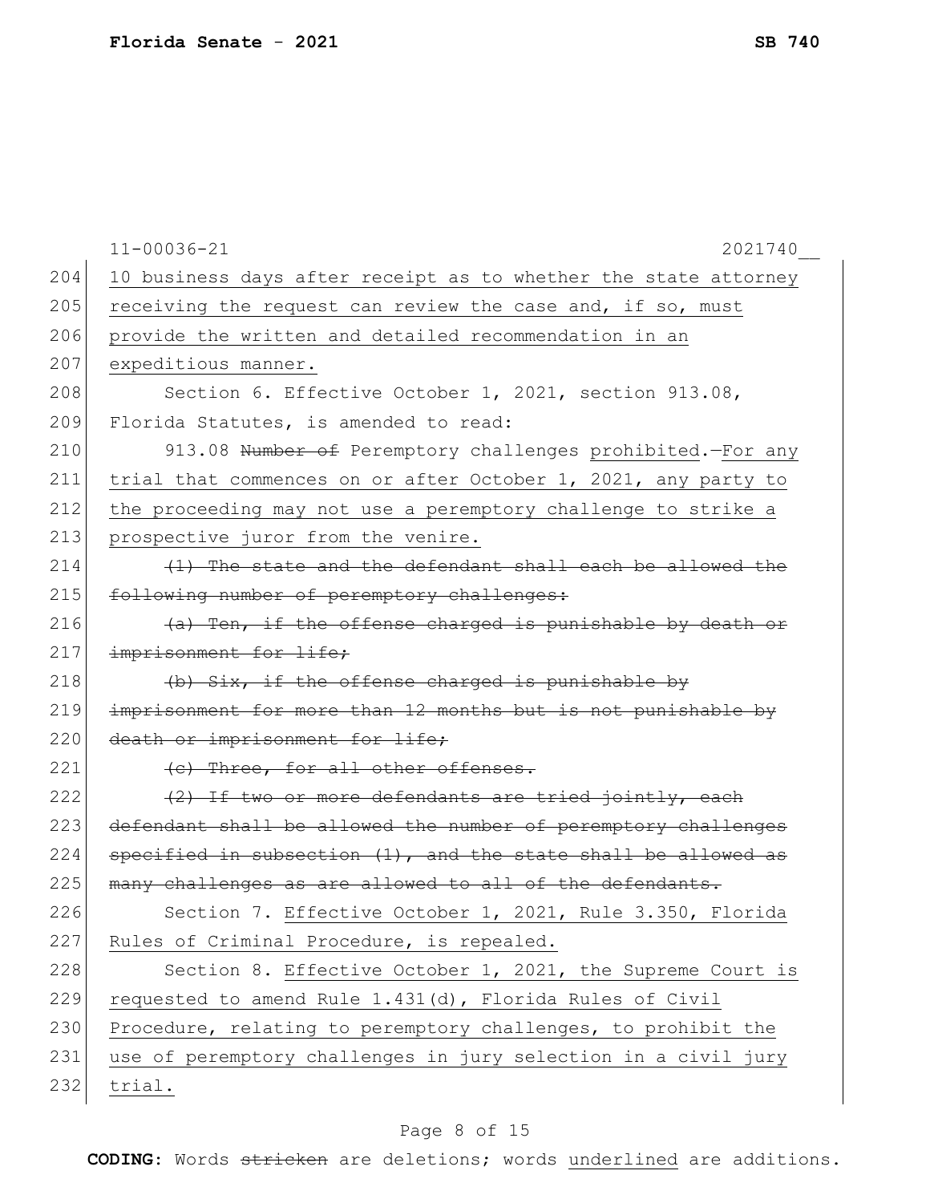10 business days after receipt as to whether the state attorney receiving the request can review the case and, if so, must provide the written and detailed recommendation in an expeditious manner.

Section 6. Effective October 1, 2021, section 913.08, Florida Statutes, is amended to read:

913.08 ~~Number of~~ Peremptory challenges prohibited.—For any trial that commences on or after October 1, 2021, any party to the proceeding may not use a peremptory challenge to strike a prospective juror from the venire.

~~(1) The state and the defendant shall each be allowed the following number of peremptory challenges:~~

~~(a) Ten, if the offense charged is punishable by death or imprisonment for life;~~

~~(b) Six, if the offense charged is punishable by imprisonment for more than 12 months but is not punishable by death or imprisonment for life;~~

~~(c) Three, for all other offenses.~~

~~(2) If two or more defendants are tried jointly, each defendant shall be allowed the number of peremptory challenges specified in subsection (1), and the state shall be allowed as many challenges as are allowed to all of the defendants.~~

Section 7. Effective October 1, 2021, Rule 3.350, Florida Rules of Criminal Procedure, is repealed.

Section 8. Effective October 1, 2021, the Supreme Court is requested to amend Rule 1.431(d), Florida Rules of Civil Procedure, relating to peremptory challenges, to prohibit the use of peremptory challenges in jury selection in a civil jury trial.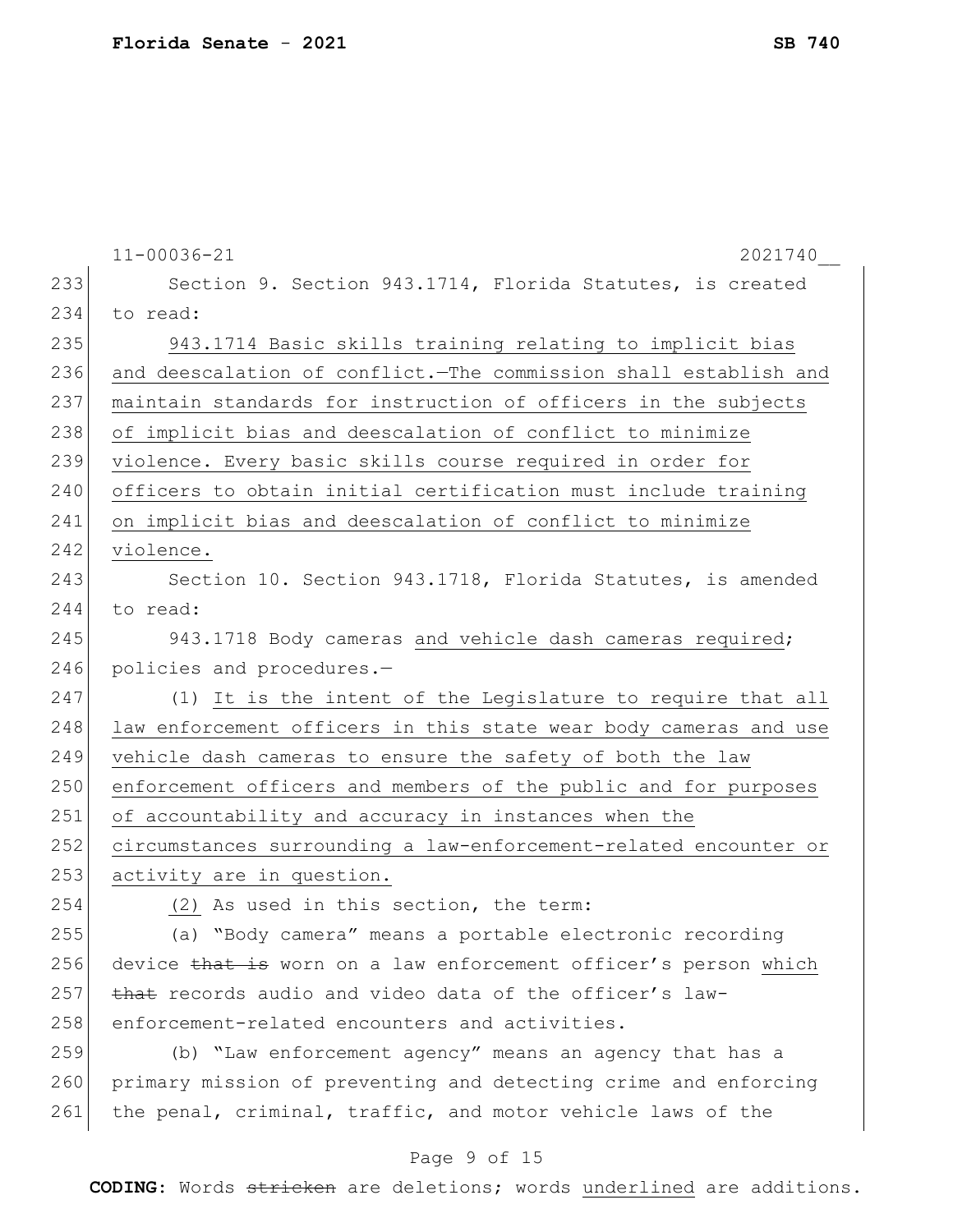Section 9. Section 943.1714, Florida Statutes, is created to read:

<u>943.1714 Basic skills training relating to implicit bias and deescalation of conflict.—The commission shall establish and maintain standards for instruction of officers in the subjects of implicit bias and deescalation of conflict to minimize violence. Every basic skills course required in order for officers to obtain initial certification must include training on implicit bias and deescalation of conflict to minimize violence.</u>

Section 10. Section 943.1718, Florida Statutes, is amended to read:

943.1718 Body cameras <u>and vehicle dash cameras required</u>; policies and procedures.—

(1) <u>It is the intent of the Legislature to require that all law enforcement officers in this state wear body cameras and use vehicle dash cameras to ensure the safety of both the law enforcement officers and members of the public and for purposes of accountability and accuracy in instances when the circumstances surrounding a law-enforcement-related encounter or activity are in question.</u>

<u>(2)</u> As used in this section, the term:

(a) "Body camera" means a portable electronic recording device ~~that is~~ worn on a law enforcement officer's person <u>which</u> ~~that~~ records audio and video data of the officer's law-enforcement-related encounters and activities.

(b) "Law enforcement agency" means an agency that has a primary mission of preventing and detecting crime and enforcing the penal, criminal, traffic, and motor vehicle laws of the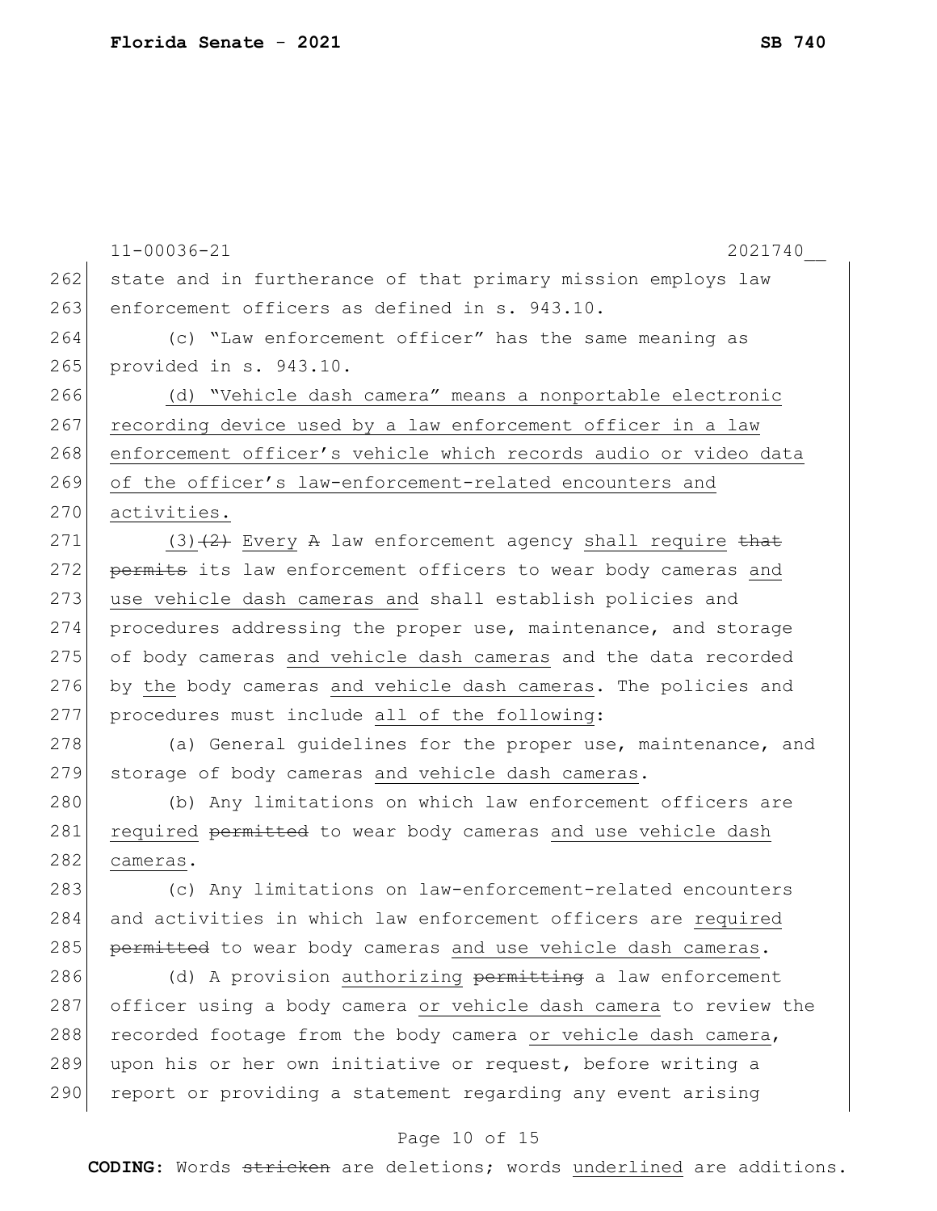state and in furtherance of that primary mission employs law enforcement officers as defined in s. 943.10.

(c) "Law enforcement officer" has the same meaning as provided in s. 943.10.

(d) "Vehicle dash camera" means a nonportable electronic recording device used by a law enforcement officer in a law enforcement officer's vehicle which records audio or video data of the officer's law-enforcement-related encounters and activities.

(3)~~(2)~~ Every ~~A~~ law enforcement agency shall require ~~that permits~~ its law enforcement officers to wear body cameras and use vehicle dash cameras and shall establish policies and procedures addressing the proper use, maintenance, and storage of body cameras and vehicle dash cameras and the data recorded by the body cameras and vehicle dash cameras. The policies and procedures must include all of the following:

(a) General guidelines for the proper use, maintenance, and storage of body cameras and vehicle dash cameras.

(b) Any limitations on which law enforcement officers are required ~~permitted~~ to wear body cameras and use vehicle dash cameras.

(c) Any limitations on law-enforcement-related encounters and activities in which law enforcement officers are required ~~permitted~~ to wear body cameras and use vehicle dash cameras.

(d) A provision authorizing ~~permitting~~ a law enforcement officer using a body camera or vehicle dash camera to review the recorded footage from the body camera or vehicle dash camera, upon his or her own initiative or request, before writing a report or providing a statement regarding any event arising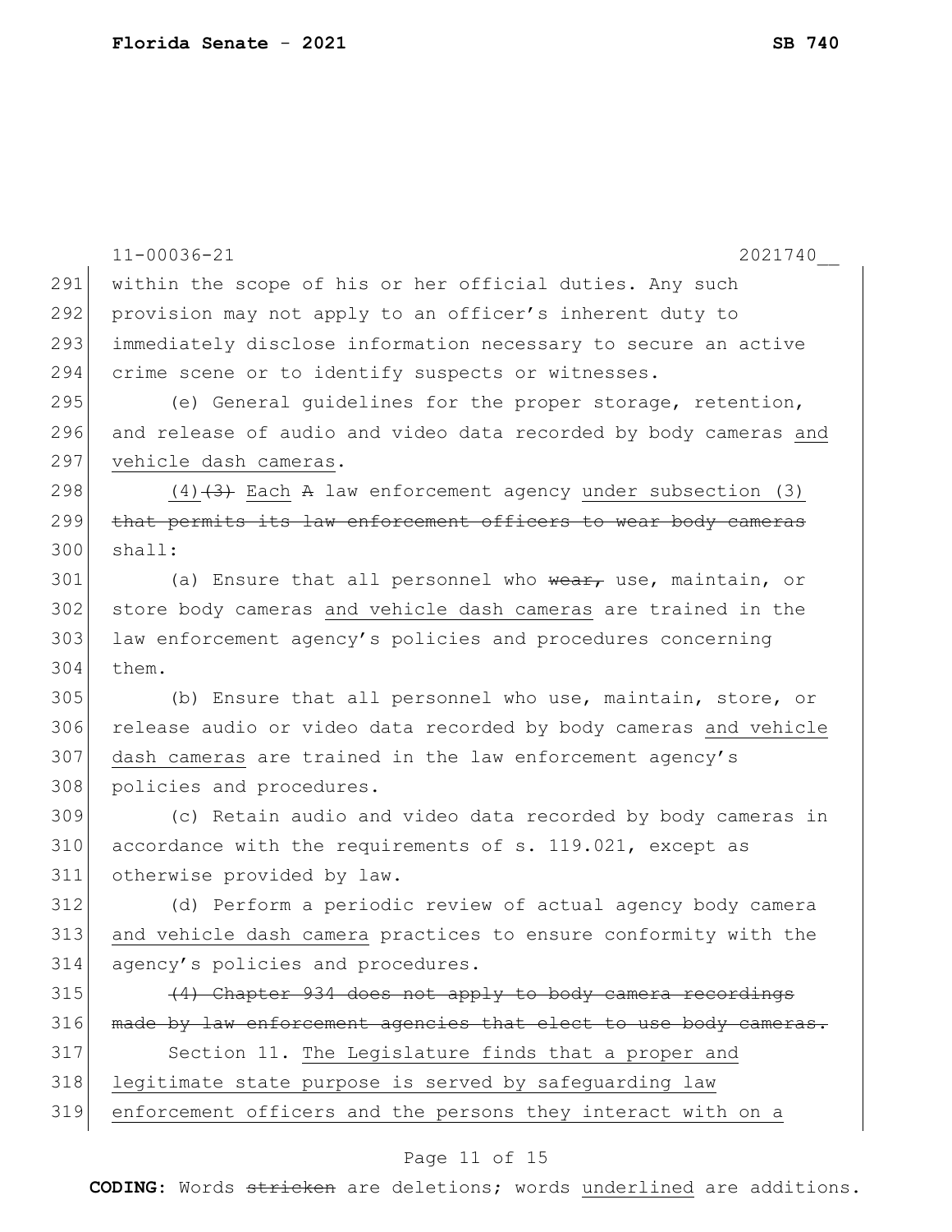within the scope of his or her official duties. Any such provision may not apply to an officer's inherent duty to immediately disclose information necessary to secure an active crime scene or to identify suspects or witnesses.

(e) General guidelines for the proper storage, retention, and release of audio and video data recorded by body cameras <u>and vehicle dash cameras</u>.

<u>(4)</u>~~(3)~~ <u>Each</u> ~~A~~ law enforcement agency <u>under subsection (3)</u> ~~that permits its law enforcement officers to wear body cameras~~ shall:

(a) Ensure that all personnel who ~~wear,~~ use, maintain, or store body cameras <u>and vehicle dash cameras</u> are trained in the law enforcement agency's policies and procedures concerning them.

(b) Ensure that all personnel who use, maintain, store, or release audio or video data recorded by body cameras <u>and vehicle dash cameras</u> are trained in the law enforcement agency's policies and procedures.

(c) Retain audio and video data recorded by body cameras in accordance with the requirements of s. 119.021, except as otherwise provided by law.

(d) Perform a periodic review of actual agency body camera <u>and vehicle dash camera</u> practices to ensure conformity with the agency's policies and procedures.

~~(4) Chapter 934 does not apply to body camera recordings made by law enforcement agencies that elect to use body cameras.~~

Section 11. <u>The Legislature finds that a proper and legitimate state purpose is served by safeguarding law enforcement officers and the persons they interact with on a</u>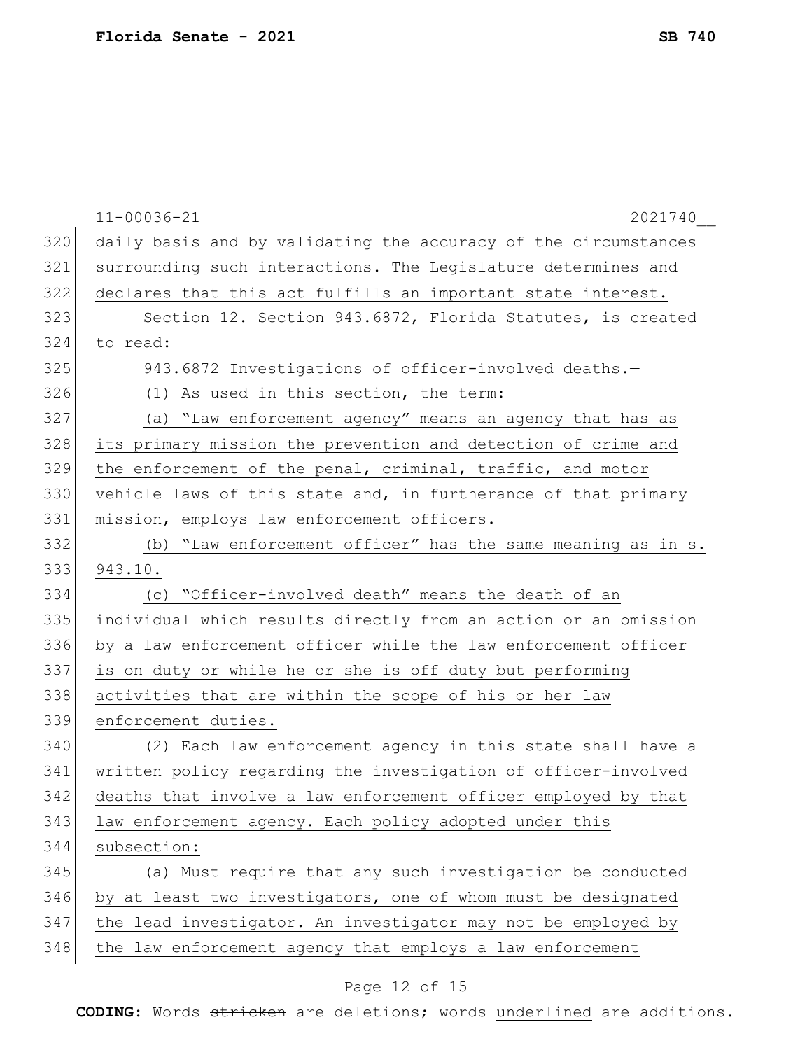daily basis and by validating the accuracy of the circumstances surrounding such interactions. The Legislature determines and declares that this act fulfills an important state interest.

Section 12. Section 943.6872, Florida Statutes, is created to read:

943.6872 Investigations of officer-involved deaths.—

(1) As used in this section, the term:

(a) "Law enforcement agency" means an agency that has as its primary mission the prevention and detection of crime and the enforcement of the penal, criminal, traffic, and motor vehicle laws of this state and, in furtherance of that primary mission, employs law enforcement officers.

(b) "Law enforcement officer" has the same meaning as in s. 943.10.

(c) "Officer-involved death" means the death of an individual which results directly from an action or an omission by a law enforcement officer while the law enforcement officer is on duty or while he or she is off duty but performing activities that are within the scope of his or her law enforcement duties.

(2) Each law enforcement agency in this state shall have a written policy regarding the investigation of officer-involved deaths that involve a law enforcement officer employed by that law enforcement agency. Each policy adopted under this subsection:

(a) Must require that any such investigation be conducted by at least two investigators, one of whom must be designated the lead investigator. An investigator may not be employed by the law enforcement agency that employs a law enforcement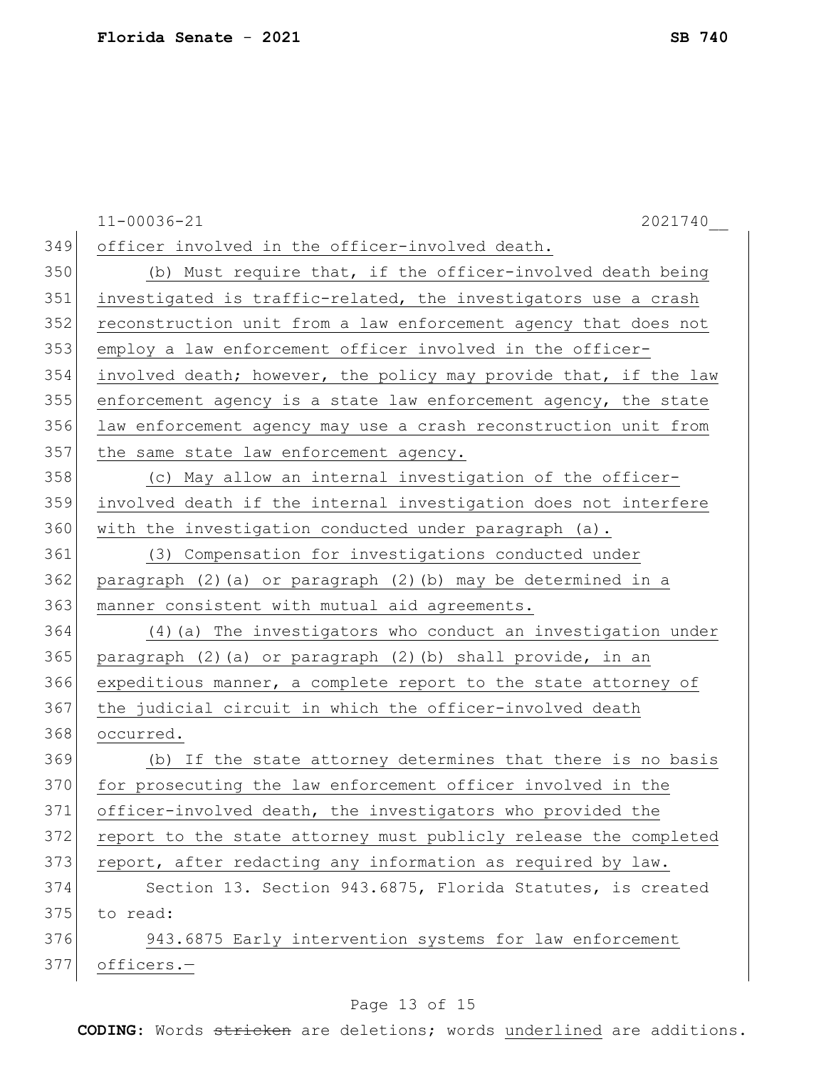officer involved in the officer-involved death.

(b) Must require that, if the officer-involved death being investigated is traffic-related, the investigators use a crash reconstruction unit from a law enforcement agency that does not employ a law enforcement officer involved in the officer-involved death; however, the policy may provide that, if the law enforcement agency is a state law enforcement agency, the state law enforcement agency may use a crash reconstruction unit from the same state law enforcement agency.

(c) May allow an internal investigation of the officer-involved death if the internal investigation does not interfere with the investigation conducted under paragraph (a).

(3) Compensation for investigations conducted under paragraph (2)(a) or paragraph (2)(b) may be determined in a manner consistent with mutual aid agreements.

(4)(a) The investigators who conduct an investigation under paragraph (2)(a) or paragraph (2)(b) shall provide, in an expeditious manner, a complete report to the state attorney of the judicial circuit in which the officer-involved death occurred.

(b) If the state attorney determines that there is no basis for prosecuting the law enforcement officer involved in the officer-involved death, the investigators who provided the report to the state attorney must publicly release the completed report, after redacting any information as required by law.

Section 13. Section 943.6875, Florida Statutes, is created to read:

943.6875 Early intervention systems for law enforcement officers.—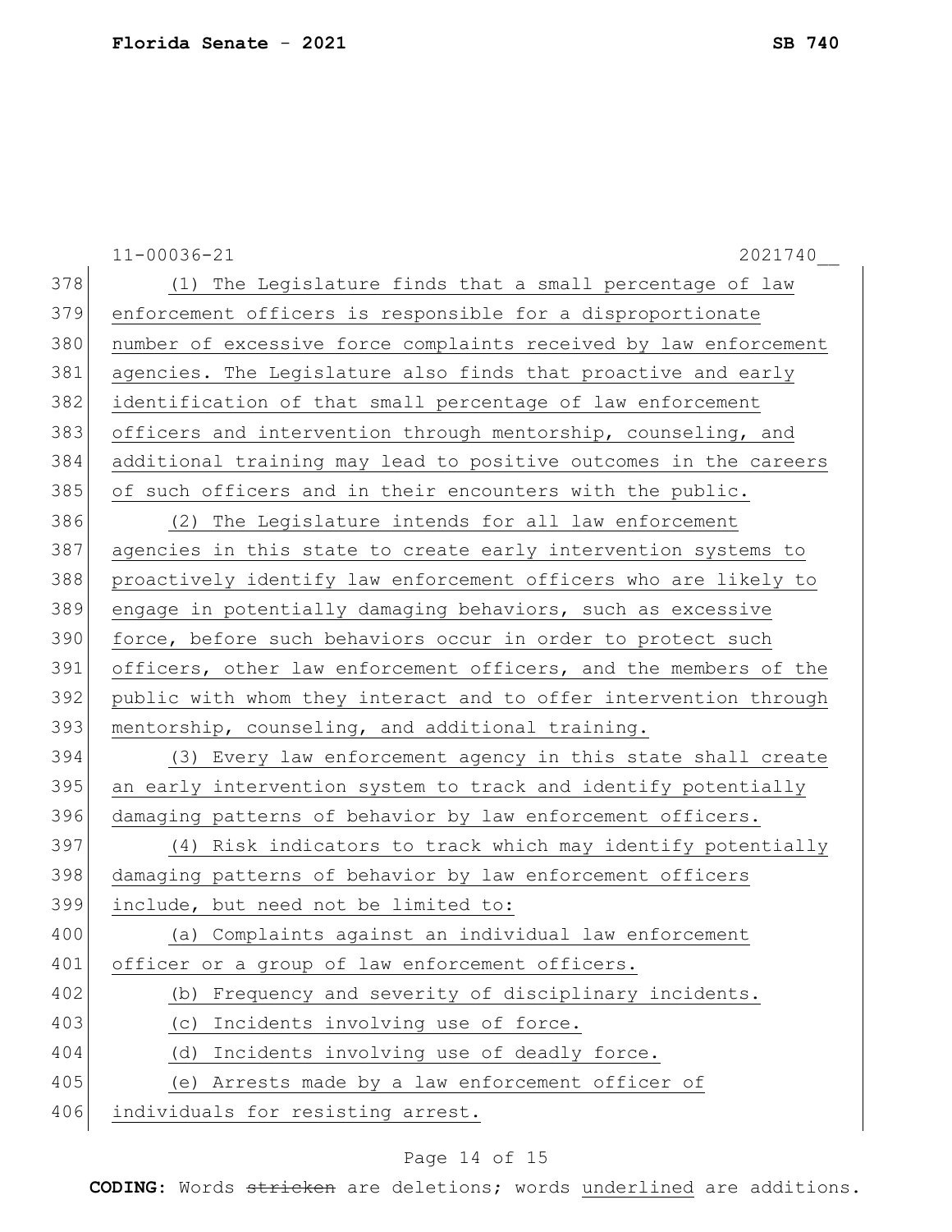(1) The Legislature finds that a small percentage of law enforcement officers is responsible for a disproportionate number of excessive force complaints received by law enforcement agencies. The Legislature also finds that proactive and early identification of that small percentage of law enforcement officers and intervention through mentorship, counseling, and additional training may lead to positive outcomes in the careers of such officers and in their encounters with the public.

(2) The Legislature intends for all law enforcement agencies in this state to create early intervention systems to proactively identify law enforcement officers who are likely to engage in potentially damaging behaviors, such as excessive force, before such behaviors occur in order to protect such officers, other law enforcement officers, and the members of the public with whom they interact and to offer intervention through mentorship, counseling, and additional training.

(3) Every law enforcement agency in this state shall create an early intervention system to track and identify potentially damaging patterns of behavior by law enforcement officers.

(4) Risk indicators to track which may identify potentially damaging patterns of behavior by law enforcement officers include, but need not be limited to:

(a) Complaints against an individual law enforcement officer or a group of law enforcement officers.

(b) Frequency and severity of disciplinary incidents.

(c) Incidents involving use of force.

(d) Incidents involving use of deadly force.

(e) Arrests made by a law enforcement officer of individuals for resisting arrest.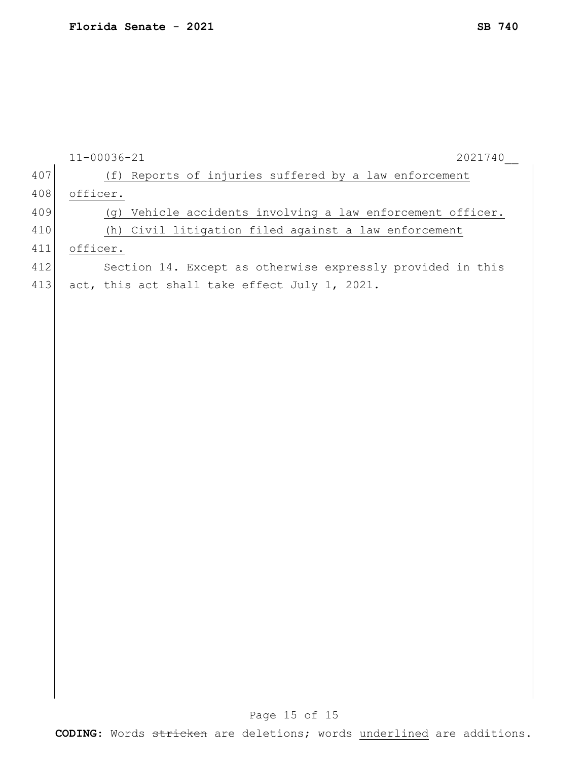(f) Reports of injuries suffered by a law enforcement officer.

(g) Vehicle accidents involving a law enforcement officer.

(h) Civil litigation filed against a law enforcement officer.

Section 14. Except as otherwise expressly provided in this act, this act shall take effect July 1, 2021.